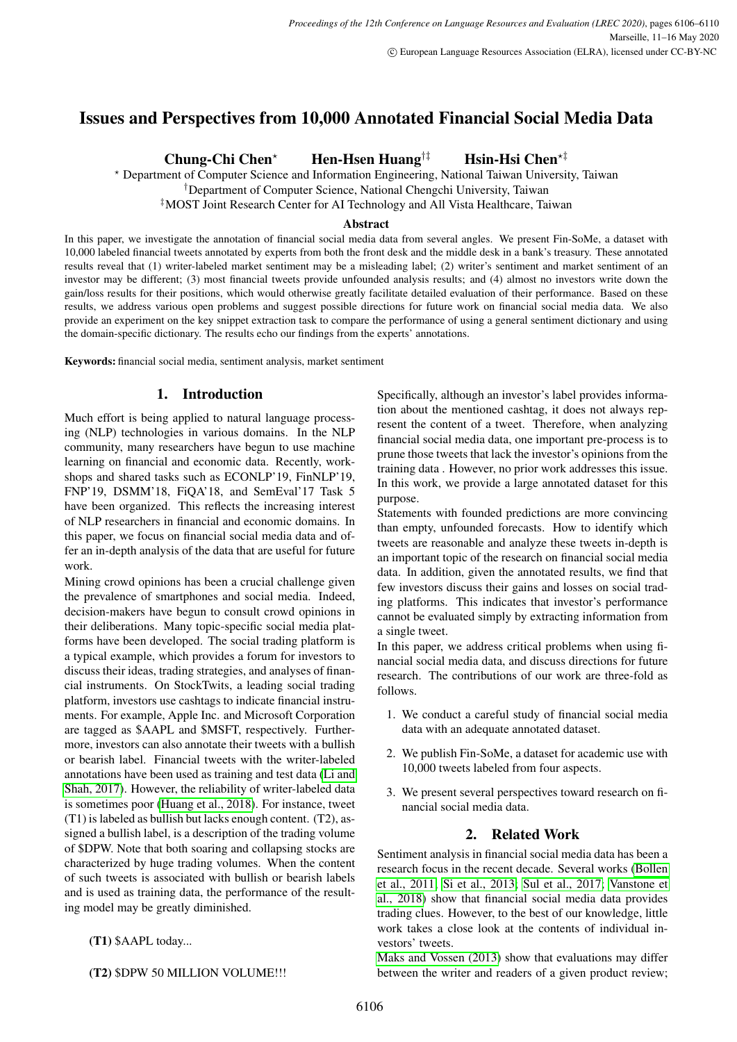# Issues and Perspectives from 10,000 Annotated Financial Social Media Data

**Chung-Chi Chen**[⋆] **Hen-Hsen Huang**[†‡] **Hsin-Hsi Chen**[⋆‡]

[⋆] Department of Computer Science and Information Engineering, National Taiwan University, Taiwan
[†]Department of Computer Science, National Chengchi University, Taiwan
[‡]MOST Joint Research Center for AI Technology and All Vista Healthcare, Taiwan

### Abstract

In this paper, we investigate the annotation of financial social media data from several angles. We present Fin-SoMe, a dataset with 10,000 labeled financial tweets annotated by experts from both the front desk and the middle desk in a bank's treasury. These annotated results reveal that (1) writer-labeled market sentiment may be a misleading label; (2) writer's sentiment and market sentiment of an investor may be different; (3) most financial tweets provide unfounded analysis results; and (4) almost no investors write down the gain/loss results for their positions, which would otherwise greatly facilitate detailed evaluation of their performance. Based on these results, we address various open problems and suggest possible directions for future work on financial social media data. We also provide an experiment on the key snippet extraction task to compare the performance of using a general sentiment dictionary and using the domain-specific dictionary. The results echo our findings from the experts' annotations.

**Keywords:** financial social media, sentiment analysis, market sentiment

## 1. Introduction

Much effort is being applied to natural language processing (NLP) technologies in various domains. In the NLP community, many researchers have begun to use machine learning on financial and economic data. Recently, workshops and shared tasks such as ECONLP'19, FinNLP'19, FNP'19, DSMM'18, FiQA'18, and SemEval'17 Task 5 have been organized. This reflects the increasing interest of NLP researchers in financial and economic domains. In this paper, we focus on financial social media data and offer an in-depth analysis of the data that are useful for future work.

Mining crowd opinions has been a crucial challenge given the prevalence of smartphones and social media. Indeed, decision-makers have begun to consult crowd opinions in their deliberations. Many topic-specific social media platforms have been developed. The social trading platform is a typical example, which provides a forum for investors to discuss their ideas, trading strategies, and analyses of financial instruments. On StockTwits, a leading social trading platform, investors use cashtags to indicate financial instruments. For example, Apple Inc. and Microsoft Corporation are tagged as $AAPL and $MSFT, respectively. Furthermore, investors can also annotate their tweets with a bullish or bearish label. Financial tweets with the writer-labeled annotations have been used as training and test data (Li and Shah, 2017). However, the reliability of writer-labeled data is sometimes poor (Huang et al., 2018). For instance, tweet (T1) is labeled as bullish but lacks enough content. (T2), assigned a bullish label, is a description of the trading volume of $DPW. Note that both soaring and collapsing stocks are characterized by huge trading volumes. When the content of such tweets is associated with bullish or bearish labels and is used as training data, the performance of the resulting model may be greatly diminished.

**(T1)** $AAPL today...

**(T2)** $DPW 50 MILLION VOLUME!!!

Specifically, although an investor's label provides information about the mentioned cashtag, it does not always represent the content of a tweet. Therefore, when analyzing financial social media data, one important pre-process is to prune those tweets that lack the investor's opinions from the training data . However, no prior work addresses this issue. In this work, we provide a large annotated dataset for this purpose.

Statements with founded predictions are more convincing than empty, unfounded forecasts. How to identify which tweets are reasonable and analyze these tweets in-depth is an important topic of the research on financial social media data. In addition, given the annotated results, we find that few investors discuss their gains and losses on social trading platforms. This indicates that investor's performance cannot be evaluated simply by extracting information from a single tweet.

In this paper, we address critical problems when using financial social media data, and discuss directions for future research. The contributions of our work are three-fold as follows.

1. We conduct a careful study of financial social media data with an adequate annotated dataset.
2. We publish Fin-SoMe, a dataset for academic use with 10,000 tweets labeled from four aspects.
3. We present several perspectives toward research on financial social media data.

## 2. Related Work

Sentiment analysis in financial social media data has been a research focus in the recent decade. Several works (Bollen et al., 2011; Si et al., 2013; Sul et al., 2017; Vanstone et al., 2018) show that financial social media data provides trading clues. However, to the best of our knowledge, little work takes a close look at the contents of individual investors' tweets.

Maks and Vossen (2013) show that evaluations may differ between the writer and readers of a given product review;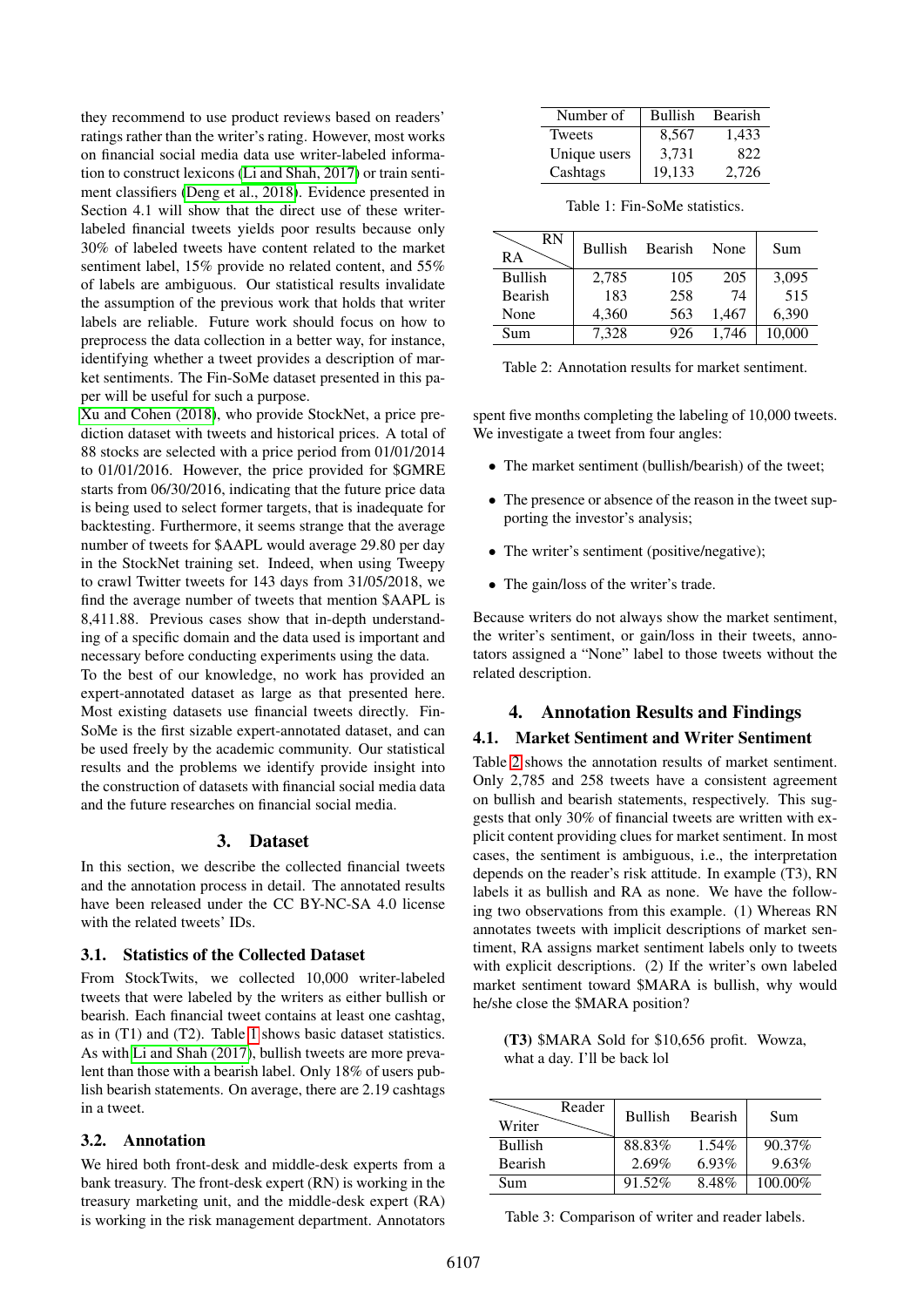they recommend to use product reviews based on readers' ratings rather than the writer's rating. However, most works on financial social media data use writer-labeled information to construct lexicons (Li and Shah, 2017) or train sentiment classifiers (Deng et al., 2018). Evidence presented in Section 4.1 will show that the direct use of these writer-labeled financial tweets yields poor results because only 30% of labeled tweets have content related to the market sentiment label, 15% provide no related content, and 55% of labels are ambiguous. Our statistical results invalidate the assumption of the previous work that holds that writer labels are reliable. Future work should focus on how to preprocess the data collection in a better way, for instance, identifying whether a tweet provides a description of market sentiments. The Fin-SoMe dataset presented in this paper will be useful for such a purpose.

Xu and Cohen (2018), who provide StockNet, a price prediction dataset with tweets and historical prices. A total of 88 stocks are selected with a price period from 01/01/2014 to 01/01/2016. However, the price provided for $GMRE starts from 06/30/2016, indicating that the future price data is being used to select former targets, that is inadequate for backtesting. Furthermore, it seems strange that the average number of tweets for $AAPL would average 29.80 per day in the StockNet training set. Indeed, when using Tweepy to crawl Twitter tweets for 143 days from 31/05/2018, we find the average number of tweets that mention $AAPL is 8,411.88. Previous cases show that in-depth understanding of a specific domain and the data used is important and necessary before conducting experiments using the data.

To the best of our knowledge, no work has provided an expert-annotated dataset as large as that presented here. Most existing datasets use financial tweets directly. Fin-SoMe is the first sizable expert-annotated dataset, and can be used freely by the academic community. Our statistical results and the problems we identify provide insight into the construction of datasets with financial social media data and the future researches on financial social media.

## 3. Dataset

In this section, we describe the collected financial tweets and the annotation process in detail. The annotated results have been released under the CC BY-NC-SA 4.0 license with the related tweets' IDs.

### 3.1. Statistics of the Collected Dataset

From StockTwits, we collected 10,000 writer-labeled tweets that were labeled by the writers as either bullish or bearish. Each financial tweet contains at least one cashtag, as in (T1) and (T2). Table 1 shows basic dataset statistics. As with Li and Shah (2017), bullish tweets are more prevalent than those with a bearish label. Only 18% of users publish bearish statements. On average, there are 2.19 cashtags in a tweet.

| Number of | Bullish | Bearish |
|---|---|---|
| Tweets | 8,567 | 1,433 |
| Unique users | 3,731 | 822 |
| Cashtags | 19,133 | 2,726 |

Table 1: Fin-SoMe statistics.

### 3.2. Annotation

We hired both front-desk and middle-desk experts from a bank treasury. The front-desk expert (RN) is working in the treasury marketing unit, and the middle-desk expert (RA) is working in the risk management department. Annotators spent five months completing the labeling of 10,000 tweets. We investigate a tweet from four angles:

- The market sentiment (bullish/bearish) of the tweet;
- The presence or absence of the reason in the tweet supporting the investor's analysis;
- The writer's sentiment (positive/negative);
- The gain/loss of the writer's trade.

Because writers do not always show the market sentiment, the writer's sentiment, or gain/loss in their tweets, annotators assigned a "None" label to those tweets without the related description.

| RA \ RN | Bullish | Bearish | None | Sum |
|---|---|---|---|---|
| Bullish | 2,785 | 105 | 205 | 3,095 |
| Bearish | 183 | 258 | 74 | 515 |
| None | 4,360 | 563 | 1,467 | 6,390 |
| Sum | 7,328 | 926 | 1,746 | 10,000 |

Table 2: Annotation results for market sentiment.

## 4. Annotation Results and Findings

### 4.1. Market Sentiment and Writer Sentiment

Table 2 shows the annotation results of market sentiment. Only 2,785 and 258 tweets have a consistent agreement on bullish and bearish statements, respectively. This suggests that only 30% of financial tweets are written with explicit content providing clues for market sentiment. In most cases, the sentiment is ambiguous, i.e., the interpretation depends on the reader's risk attitude. In example (T3), RN labels it as bullish and RA as none. We have the following two observations from this example. (1) Whereas RN annotates tweets with implicit descriptions of market sentiment, RA assigns market sentiment labels only to tweets with explicit descriptions. (2) If the writer's own labeled market sentiment toward $MARA is bullish, why would he/she close the $MARA position?

> **(T3)** $MARA Sold for $10,656 profit. Wowza, what a day. I'll be back lol

| Writer \ Reader | Bullish | Bearish | Sum |
|---|---|---|---|
| Bullish | 88.83% | 1.54% | 90.37% |
| Bearish | 2.69% | 6.93% | 9.63% |
| Sum | 91.52% | 8.48% | 100.00% |

Table 3: Comparison of writer and reader labels.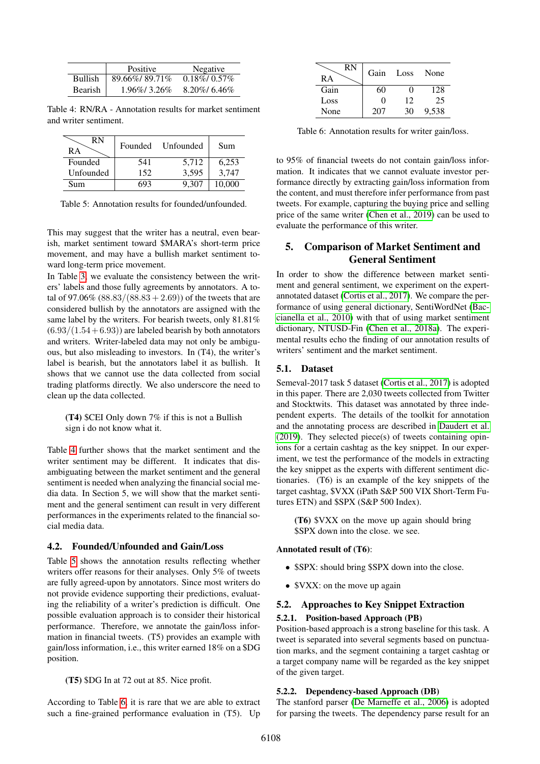| | Positive | Negative |
|---|---|---|
| Bullish | 89.66%/ 89.71% | 0.18%/ 0.57% |
| Bearish | 1.96%/ 3.26% | 8.20%/ 6.46% |

Table 4: RN/RA - Annotation results for market sentiment and writer sentiment.

| RA \ RN | Founded | Unfounded | Sum |
|---|---|---|---|
| Founded | 541 | 5,712 | 6,253 |
| Unfounded | 152 | 3,595 | 3,747 |
| Sum | 693 | 9,307 | 10,000 |

Table 5: Annotation results for founded/unfounded.

This may suggest that the writer has a neutral, even bearish, market sentiment toward $MARA's short-term price movement, and may have a bullish market sentiment toward long-term price movement.

In Table 3, we evaluate the consistency between the writers' labels and those fully agreements by annotators. A total of 97.06% $(88.83/(88.83+2.69))$ of the tweets that are considered bullish by the annotators are assigned with the same label by the writers. For bearish tweets, only 81.81% $(6.93/(1.54+6.93))$ are labeled bearish by both annotators and writers. Writer-labeled data may not only be ambiguous, but also misleading to investors. In (T4), the writer's label is bearish, but the annotators label it as bullish. It shows that we cannot use the data collected from social trading platforms directly. We also underscore the need to clean up the data collected.

> **(T4)** $CEI Only down 7% if this is not a Bullish sign i do not know what it.

Table 4 further shows that the market sentiment and the writer sentiment may be different. It indicates that disambiguating between the market sentiment and the general sentiment is needed when analyzing the financial social media data. In Section 5, we will show that the market sentiment and the general sentiment can result in very different performances in the experiments related to the financial social media data.

## 4.2. Founded/Unfounded and Gain/Loss

Table 5 shows the annotation results reflecting whether writers offer reasons for their analyses. Only 5% of tweets are fully agreed-upon by annotators. Since most writers do not provide evidence supporting their predictions, evaluating the reliability of a writer's prediction is difficult. One possible evaluation approach is to consider their historical performance. Therefore, we annotate the gain/loss information in financial tweets. (T5) provides an example with gain/loss information, i.e., this writer earned 18% on a $DG position.

> **(T5)** $DG In at 72 out at 85. Nice profit.

According to Table 6, it is rare that we are able to extract such a fine-grained performance evaluation in (T5). Up to 95% of financial tweets do not contain gain/loss information. It indicates that we cannot evaluate investor performance directly by extracting gain/loss information from the content, and must therefore infer performance from past tweets. For example, capturing the buying price and selling price of the same writer (Chen et al., 2019) can be used to evaluate the performance of this writer.

| RA \ RN | Gain | Loss | None |
|---|---|---|---|
| Gain | 60 | 0 | 128 |
| Loss | 0 | 12 | 25 |
| None | 207 | 30 | 9,538 |

Table 6: Annotation results for writer gain/loss.

# 5. Comparison of Market Sentiment and General Sentiment

In order to show the difference between market sentiment and general sentiment, we experiment on the expert-annotated dataset (Cortis et al., 2017). We compare the performance of using general dictionary, SentiWordNet (Baccianella et al., 2010) with that of using market sentiment dictionary, NTUSD-Fin (Chen et al., 2018a). The experimental results echo the finding of our annotation results of writers' sentiment and the market sentiment.

## 5.1. Dataset

Semeval-2017 task 5 dataset (Cortis et al., 2017) is adopted in this paper. There are 2,030 tweets collected from Twitter and Stocktwits. This dataset was annotated by three independent experts. The details of the toolkit for annotation and the annotating process are described in Daudert et al. (2019). They selected piece(s) of tweets containing opinions for a certain cashtag as the key snippet. In our experiment, we test the performance of the models in extracting the key snippet as the experts with different sentiment dictionaries. (T6) is an example of the key snippets of the target cashtag, $VXX (iPath S&P 500 VIX Short-Term Futures ETN) and $SPX (S&P 500 Index).

> **(T6)** $VXX on the move up again should bring $SPX down into the close. we see.

**Annotated result of (T6)**:

- $SPX: should bring $SPX down into the close.
- $VXX: on the move up again

## 5.2. Approaches to Key Snippet Extraction

### 5.2.1. Position-based Approach (PB)

Position-based approach is a strong baseline for this task. A tweet is separated into several segments based on punctuation marks, and the segment containing a target cashtag or a target company name will be regarded as the key snippet of the given target.

### 5.2.2. Dependency-based Approach (DB)

The stanford parser (De Marneffe et al., 2006) is adopted for parsing the tweets. The dependency parse result for an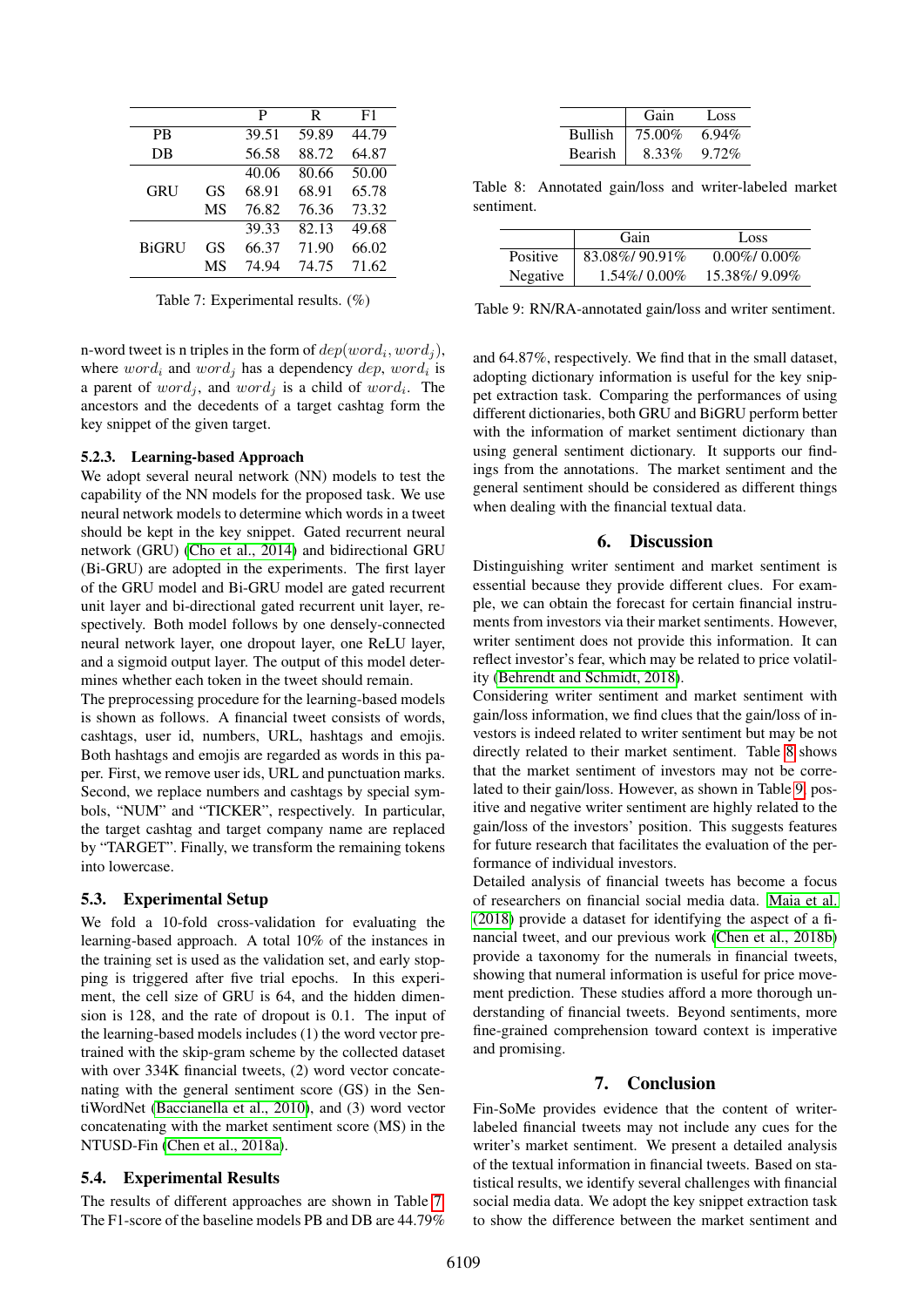| | | P | R | F1 |
|---|---|---|---|---|
| PB | | 39.51 | 59.89 | 44.79 |
| DB | | 56.58 | 88.72 | 64.87 |
| GRU | | 40.06 | 80.66 | 50.00 |
| | GS | 68.91 | 68.91 | 65.78 |
| | MS | 76.82 | 76.36 | 73.32 |
| BiGRU | | 39.33 | 82.13 | 49.68 |
| | GS | 66.37 | 71.90 | 66.02 |
| | MS | 74.94 | 74.75 | 71.62 |

Table 7: Experimental results. (%)

n-word tweet is n triples in the form of $dep(word_i, word_j)$, where $word_i$ and $word_j$ has a dependency $dep$, $word_i$ is a parent of $word_j$, and $word_j$ is a child of $word_i$. The ancestors and the decedents of a target cashtag form the key snippet of the given target.

#### 5.2.3. Learning-based Approach

We adopt several neural network (NN) models to test the capability of the NN models for the proposed task. We use neural network models to determine which words in a tweet should be kept in the key snippet. Gated recurrent neural network (GRU) (Cho et al., 2014) and bidirectional GRU (Bi-GRU) are adopted in the experiments. The first layer of the GRU model and Bi-GRU model are gated recurrent unit layer and bi-directional gated recurrent unit layer, respectively. Both model follows by one densely-connected neural network layer, one dropout layer, one ReLU layer, and a sigmoid output layer. The output of this model determines whether each token in the tweet should remain.

The preprocessing procedure for the learning-based models is shown as follows. A financial tweet consists of words, cashtags, user id, numbers, URL, hashtags and emojis. Both hashtags and emojis are regarded as words in this paper. First, we remove user ids, URL and punctuation marks. Second, we replace numbers and cashtags by special symbols, "NUM" and "TICKER", respectively. In particular, the target cashtag and target company name are replaced by "TARGET". Finally, we transform the remaining tokens into lowercase.

### 5.3. Experimental Setup

We fold a 10-fold cross-validation for evaluating the learning-based approach. A total 10% of the instances in the training set is used as the validation set, and early stopping is triggered after five trial epochs. In this experiment, the cell size of GRU is 64, and the hidden dimension is 128, and the rate of dropout is 0.1. The input of the learning-based models includes (1) the word vector pretrained with the skip-gram scheme by the collected dataset with over 334K financial tweets, (2) word vector concatenating with the general sentiment score (GS) in the SentiWordNet (Baccianella et al., 2010), and (3) word vector concatenating with the market sentiment score (MS) in the NTUSD-Fin (Chen et al., 2018a).

### 5.4. Experimental Results

The results of different approaches are shown in Table 7. The F1-score of the baseline models PB and DB are 44.79% and 64.87%, respectively. We find that in the small dataset, adopting dictionary information is useful for the key snippet extraction task. Comparing the performances of using different dictionaries, both GRU and BiGRU perform better with the information of market sentiment dictionary than using general sentiment dictionary. It supports our findings from the annotations. The market sentiment and the general sentiment should be considered as different things when dealing with the financial textual data.

| | Gain | Loss |
|---|---|---|
| Bullish | 75.00% | 6.94% |
| Bearish | 8.33% | 9.72% |

Table 8: Annotated gain/loss and writer-labeled market sentiment.

| | Gain | Loss |
|---|---|---|
| Positive | 83.08%/ 90.91% | 0.00%/ 0.00% |
| Negative | 1.54%/ 0.00% | 15.38%/ 9.09% |

Table 9: RN/RA-annotated gain/loss and writer sentiment.

## 6. Discussion

Distinguishing writer sentiment and market sentiment is essential because they provide different clues. For example, we can obtain the forecast for certain financial instruments from investors via their market sentiments. However, writer sentiment does not provide this information. It can reflect investor's fear, which may be related to price volatility (Behrendt and Schmidt, 2018).

Considering writer sentiment and market sentiment with gain/loss information, we find clues that the gain/loss of investors is indeed related to writer sentiment but may be not directly related to their market sentiment. Table 8 shows that the market sentiment of investors may not be correlated to their gain/loss. However, as shown in Table 9, positive and negative writer sentiment are highly related to the gain/loss of the investors' position. This suggests features for future research that facilitates the evaluation of the performance of individual investors.

Detailed analysis of financial tweets has become a focus of researchers on financial social media data. Maia et al. (2018) provide a dataset for identifying the aspect of a financial tweet, and our previous work (Chen et al., 2018b) provide a taxonomy for the numerals in financial tweets, showing that numeral information is useful for price movement prediction. These studies afford a more thorough understanding of financial tweets. Beyond sentiments, more fine-grained comprehension toward context is imperative and promising.

## 7. Conclusion

Fin-SoMe provides evidence that the content of writer-labeled financial tweets may not include any cues for the writer's market sentiment. We present a detailed analysis of the textual information in financial tweets. Based on statistical results, we identify several challenges with financial social media data. We adopt the key snippet extraction task to show the difference between the market sentiment and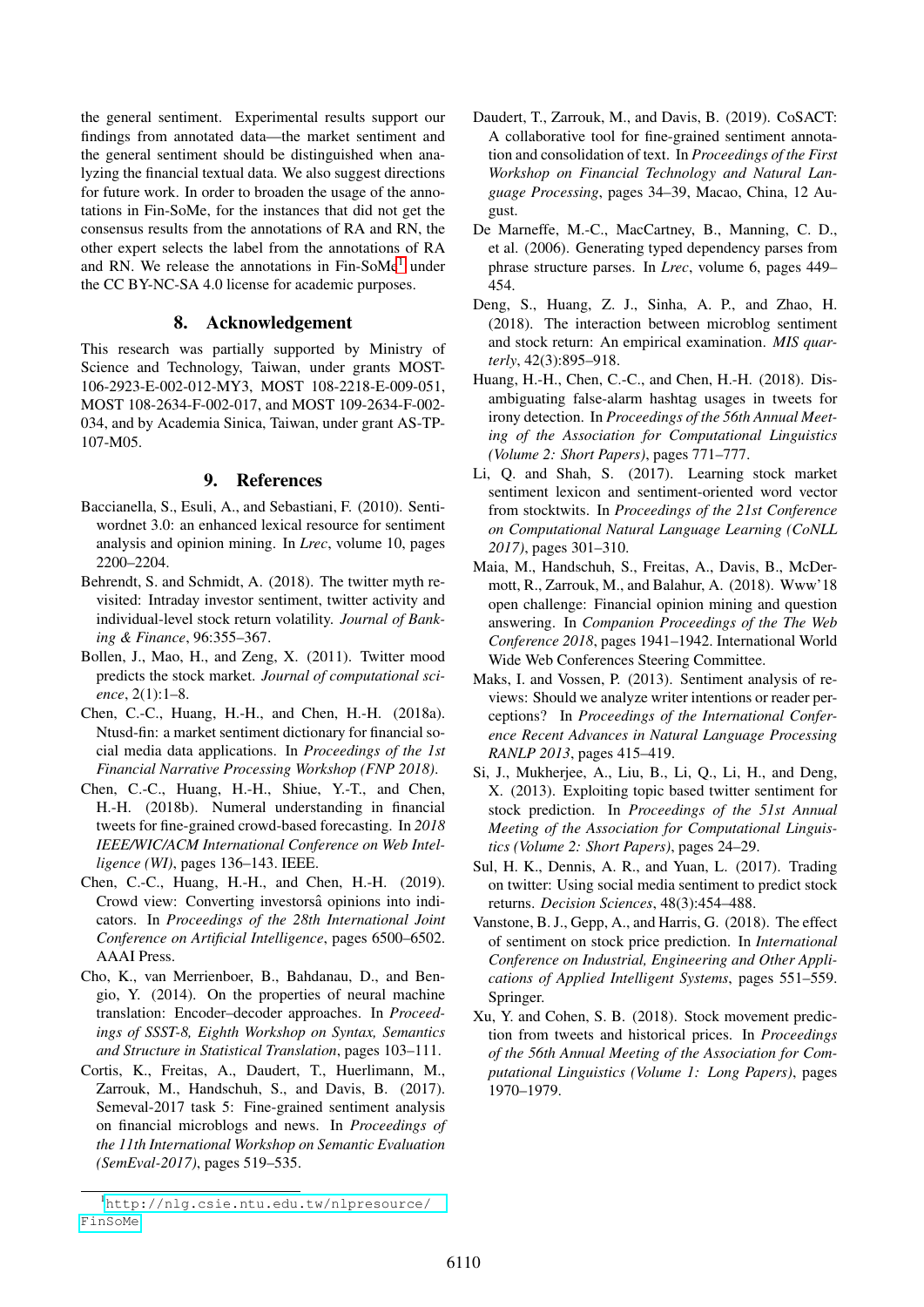the general sentiment. Experimental results support our findings from annotated data—the market sentiment and the general sentiment should be distinguished when analyzing the financial textual data. We also suggest directions for future work. In order to broaden the usage of the annotations in Fin-SoMe, for the instances that did not get the consensus results from the annotations of RA and RN, the other expert selects the label from the annotations of RA and RN. We release the annotations in Fin-SoMe[1] under the CC BY-NC-SA 4.0 license for academic purposes.

## 8. Acknowledgement

This research was partially supported by Ministry of Science and Technology, Taiwan, under grants MOST-106-2923-E-002-012-MY3, MOST 108-2218-E-009-051, MOST 108-2634-F-002-017, and MOST 109-2634-F-002-034, and by Academia Sinica, Taiwan, under grant AS-TP-107-M05.

## 9. References

Baccianella, S., Esuli, A., and Sebastiani, F. (2010). Sentiwordnet 3.0: an enhanced lexical resource for sentiment analysis and opinion mining. In *Lrec*, volume 10, pages 2200–2204.

Behrendt, S. and Schmidt, A. (2018). The twitter myth revisited: Intraday investor sentiment, twitter activity and individual-level stock return volatility. *Journal of Banking & Finance*, 96:355–367.

Bollen, J., Mao, H., and Zeng, X. (2011). Twitter mood predicts the stock market. *Journal of computational science*, 2(1):1–8.

Chen, C.-C., Huang, H.-H., and Chen, H.-H. (2018a). Ntusd-fin: a market sentiment dictionary for financial social media data applications. In *Proceedings of the 1st Financial Narrative Processing Workshop (FNP 2018)*.

Chen, C.-C., Huang, H.-H., Shiue, Y.-T., and Chen, H.-H. (2018b). Numeral understanding in financial tweets for fine-grained crowd-based forecasting. In *2018 IEEE/WIC/ACM International Conference on Web Intelligence (WI)*, pages 136–143. IEEE.

Chen, C.-C., Huang, H.-H., and Chen, H.-H. (2019). Crowd view: Converting investorsâ opinions into indicators. In *Proceedings of the 28th International Joint Conference on Artificial Intelligence*, pages 6500–6502. AAAI Press.

Cho, K., van Merrienboer, B., Bahdanau, D., and Bengio, Y. (2014). On the properties of neural machine translation: Encoder–decoder approaches. In *Proceedings of SSST-8, Eighth Workshop on Syntax, Semantics and Structure in Statistical Translation*, pages 103–111.

Cortis, K., Freitas, A., Daudert, T., Huerlimann, M., Zarrouk, M., Handschuh, S., and Davis, B. (2017). Semeval-2017 task 5: Fine-grained sentiment analysis on financial microblogs and news. In *Proceedings of the 11th International Workshop on Semantic Evaluation (SemEval-2017)*, pages 519–535.

Daudert, T., Zarrouk, M., and Davis, B. (2019). CoSACT: A collaborative tool for fine-grained sentiment annotation and consolidation of text. In *Proceedings of the First Workshop on Financial Technology and Natural Language Processing*, pages 34–39, Macao, China, 12 August.

De Marneffe, M.-C., MacCartney, B., Manning, C. D., et al. (2006). Generating typed dependency parses from phrase structure parses. In *Lrec*, volume 6, pages 449–454.

Deng, S., Huang, Z. J., Sinha, A. P., and Zhao, H. (2018). The interaction between microblog sentiment and stock return: An empirical examination. *MIS quarterly*, 42(3):895–918.

Huang, H.-H., Chen, C.-C., and Chen, H.-H. (2018). Disambiguating false-alarm hashtag usages in tweets for irony detection. In *Proceedings of the 56th Annual Meeting of the Association for Computational Linguistics (Volume 2: Short Papers)*, pages 771–777.

Li, Q. and Shah, S. (2017). Learning stock market sentiment lexicon and sentiment-oriented word vector from stocktwits. In *Proceedings of the 21st Conference on Computational Natural Language Learning (CoNLL 2017)*, pages 301–310.

Maia, M., Handschuh, S., Freitas, A., Davis, B., McDermott, R., Zarrouk, M., and Balahur, A. (2018). Www'18 open challenge: Financial opinion mining and question answering. In *Companion Proceedings of the The Web Conference 2018*, pages 1941–1942. International World Wide Web Conferences Steering Committee.

Maks, I. and Vossen, P. (2013). Sentiment analysis of reviews: Should we analyze writer intentions or reader perceptions? In *Proceedings of the International Conference Recent Advances in Natural Language Processing RANLP 2013*, pages 415–419.

Si, J., Mukherjee, A., Liu, B., Li, Q., Li, H., and Deng, X. (2013). Exploiting topic based twitter sentiment for stock prediction. In *Proceedings of the 51st Annual Meeting of the Association for Computational Linguistics (Volume 2: Short Papers)*, pages 24–29.

Sul, H. K., Dennis, A. R., and Yuan, L. (2017). Trading on twitter: Using social media sentiment to predict stock returns. *Decision Sciences*, 48(3):454–488.

Vanstone, B. J., Gepp, A., and Harris, G. (2018). The effect of sentiment on stock price prediction. In *International Conference on Industrial, Engineering and Other Applications of Applied Intelligent Systems*, pages 551–559. Springer.

Xu, Y. and Cohen, S. B. (2018). Stock movement prediction from tweets and historical prices. In *Proceedings of the 56th Annual Meeting of the Association for Computational Linguistics (Volume 1: Long Papers)*, pages 1970–1979.

[1] http://nlg.csie.ntu.edu.tw/nlpresource/FinSoMe